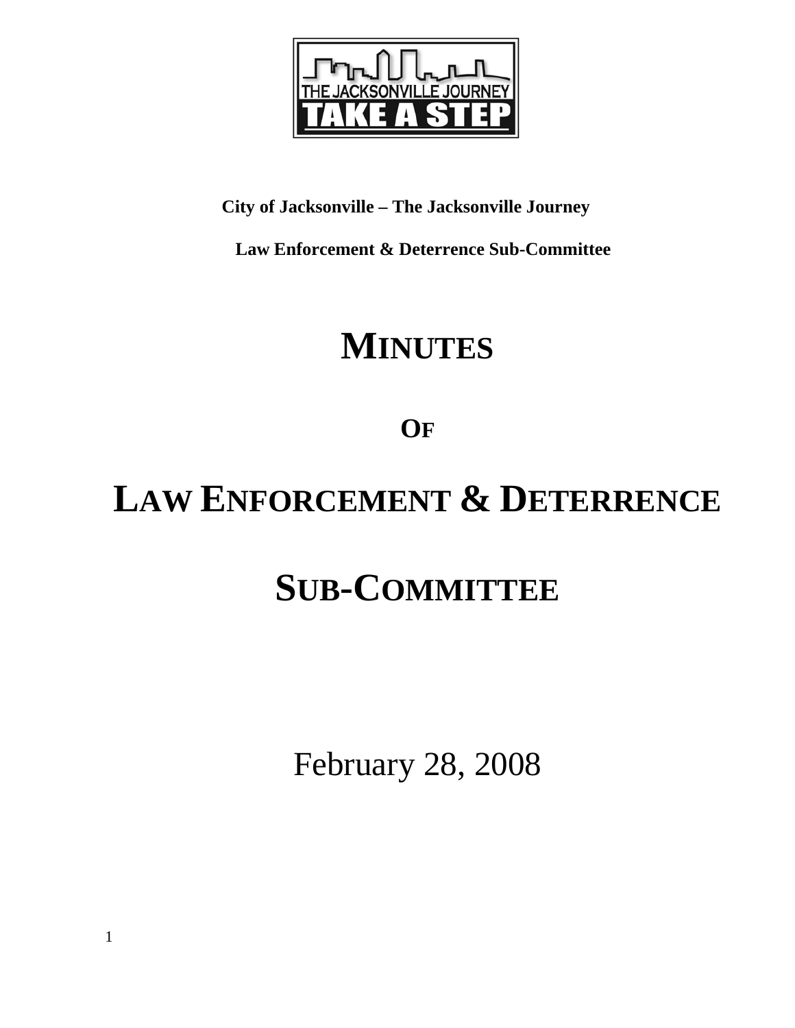**City of Jacksonville – The Jacksonville Journey**

**Law Enforcement & Deterrence Sub-Committee**

# MINUTES

# OF

# LAW ENFORCEMENT & DETERRENCE

# SUB-COMMITTEE

February 28, 2008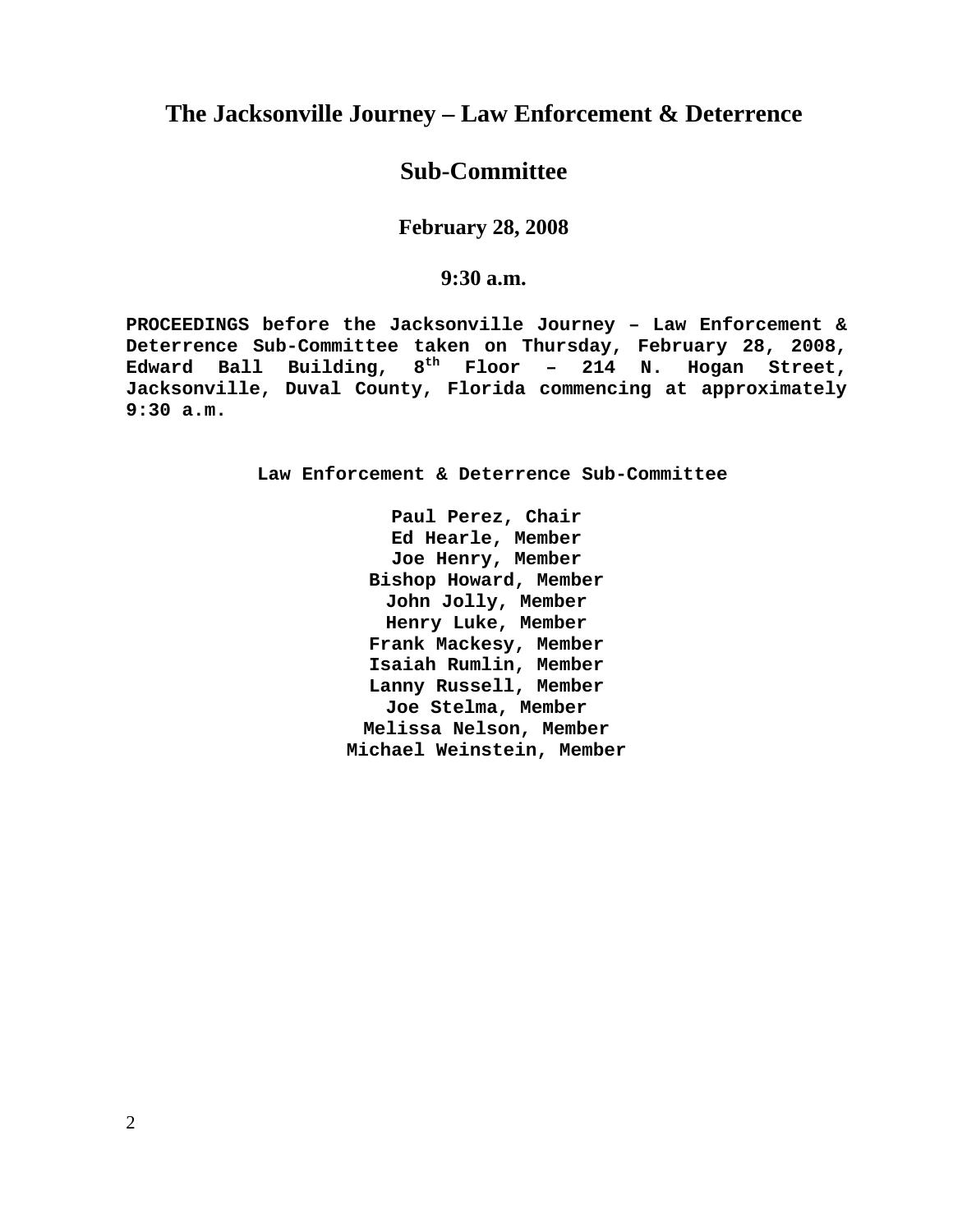# The Jacksonville Journey – Law Enforcement & Deterrence

# Sub-Committee

### February 28, 2008

### 9:30 a.m.

**PROCEEDINGS** before the Jacksonville Journey – Law Enforcement & Deterrence Sub-Committee taken on Thursday, February 28, 2008, Edward Ball Building, 8th Floor – 214 N. Hogan Street, Jacksonville, Duval County, Florida commencing at approximately 9:30 a.m.

**Law Enforcement & Deterrence Sub-Committee**

**Paul Perez, Chair**
**Ed Hearle, Member**
**Joe Henry, Member**
**Bishop Howard, Member**
**John Jolly, Member**
**Henry Luke, Member**
**Frank Mackesy, Member**
**Isaiah Rumlin, Member**
**Lanny Russell, Member**
**Joe Stelma, Member**
**Melissa Nelson, Member**
**Michael Weinstein, Member**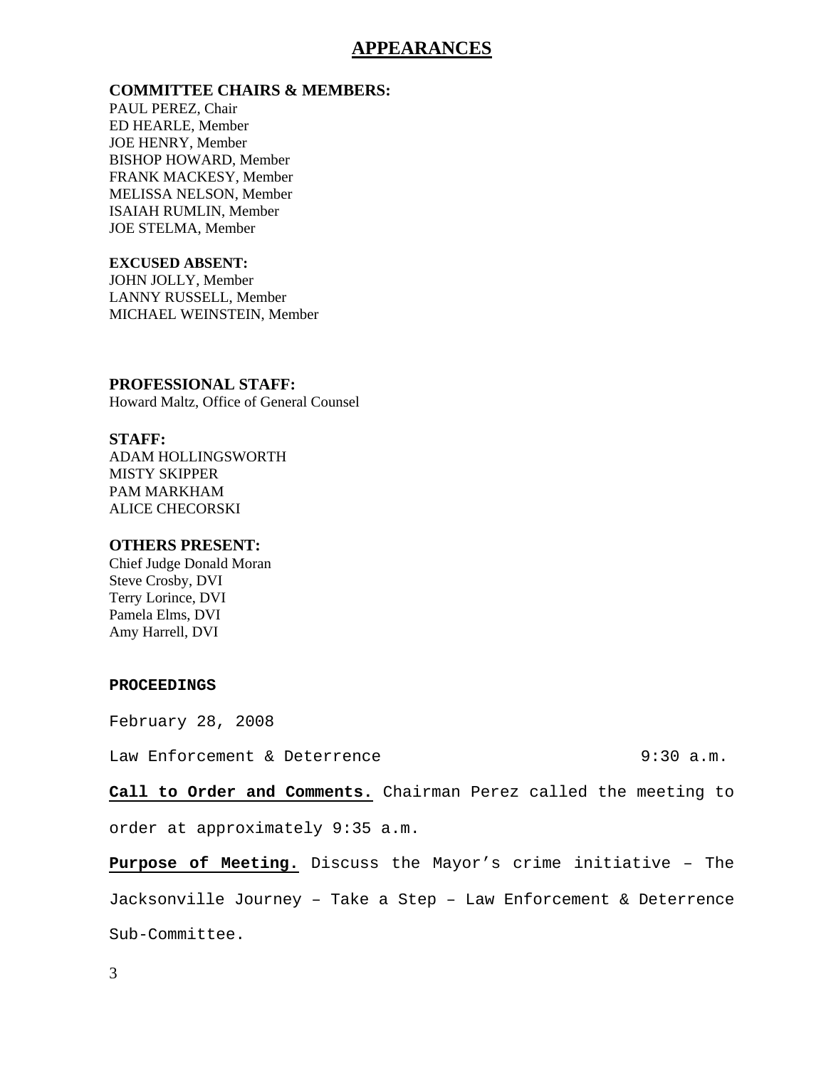# APPEARANCES

**COMMITTEE CHAIRS & MEMBERS:**
PAUL PEREZ, Chair
ED HEARLE, Member
JOE HENRY, Member
BISHOP HOWARD, Member
FRANK MACKESY, Member
MELISSA NELSON, Member
ISAIAH RUMLIN, Member
JOE STELMA, Member

**EXCUSED ABSENT:**
JOHN JOLLY, Member
LANNY RUSSELL, Member
MICHAEL WEINSTEIN, Member

**PROFESSIONAL STAFF:**
Howard Maltz, Office of General Counsel

**STAFF:**
ADAM HOLLINGSWORTH
MISTY SKIPPER
PAM MARKHAM
ALICE CHECORSKI

**OTHERS PRESENT:**
Chief Judge Donald Moran
Steve Crosby, DVI
Terry Lorince, DVI
Pamela Elms, DVI
Amy Harrell, DVI

**PROCEEDINGS**

February 28, 2008

Law Enforcement & Deterrence 9:30 a.m.

**Call to Order and Comments.** Chairman Perez called the meeting to order at approximately 9:35 a.m.

**Purpose of Meeting.** Discuss the Mayor's crime initiative – The Jacksonville Journey – Take a Step – Law Enforcement & Deterrence Sub-Committee.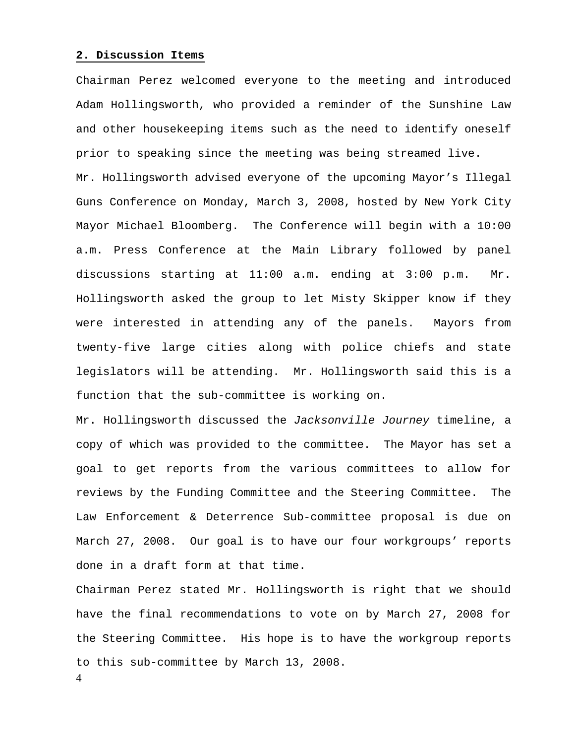## 2. Discussion Items

Chairman Perez welcomed everyone to the meeting and introduced Adam Hollingsworth, who provided a reminder of the Sunshine Law and other housekeeping items such as the need to identify oneself prior to speaking since the meeting was being streamed live.

Mr. Hollingsworth advised everyone of the upcoming Mayor's Illegal Guns Conference on Monday, March 3, 2008, hosted by New York City Mayor Michael Bloomberg. The Conference will begin with a 10:00 a.m. Press Conference at the Main Library followed by panel discussions starting at 11:00 a.m. ending at 3:00 p.m. Mr. Hollingsworth asked the group to let Misty Skipper know if they were interested in attending any of the panels. Mayors from twenty-five large cities along with police chiefs and state legislators will be attending. Mr. Hollingsworth said this is a function that the sub-committee is working on.

Mr. Hollingsworth discussed the *Jacksonville Journey* timeline, a copy of which was provided to the committee. The Mayor has set a goal to get reports from the various committees to allow for reviews by the Funding Committee and the Steering Committee. The Law Enforcement & Deterrence Sub-committee proposal is due on March 27, 2008. Our goal is to have our four workgroups' reports done in a draft form at that time.

Chairman Perez stated Mr. Hollingsworth is right that we should have the final recommendations to vote on by March 27, 2008 for the Steering Committee. His hope is to have the workgroup reports to this sub-committee by March 13, 2008.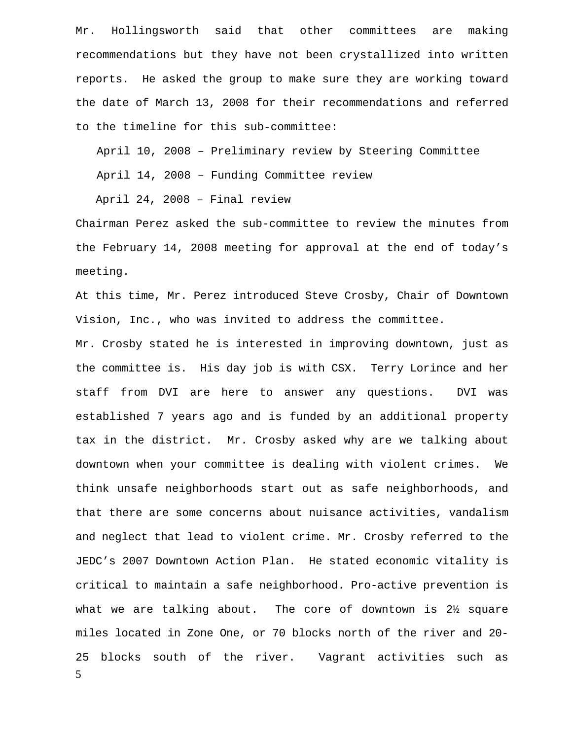Mr. Hollingsworth said that other committees are making recommendations but they have not been crystallized into written reports. He asked the group to make sure they are working toward the date of March 13, 2008 for their recommendations and referred to the timeline for this sub-committee:

April 10, 2008 – Preliminary review by Steering Committee

April 14, 2008 – Funding Committee review

April 24, 2008 – Final review

Chairman Perez asked the sub-committee to review the minutes from the February 14, 2008 meeting for approval at the end of today's meeting.

At this time, Mr. Perez introduced Steve Crosby, Chair of Downtown Vision, Inc., who was invited to address the committee.

Mr. Crosby stated he is interested in improving downtown, just as the committee is. His day job is with CSX. Terry Lorince and her staff from DVI are here to answer any questions. DVI was established 7 years ago and is funded by an additional property tax in the district. Mr. Crosby asked why are we talking about downtown when your committee is dealing with violent crimes. We think unsafe neighborhoods start out as safe neighborhoods, and that there are some concerns about nuisance activities, vandalism and neglect that lead to violent crime. Mr. Crosby referred to the JEDC's 2007 Downtown Action Plan. He stated economic vitality is critical to maintain a safe neighborhood. Pro-active prevention is what we are talking about. The core of downtown is 2½ square miles located in Zone One, or 70 blocks north of the river and 20-25 blocks south of the river. Vagrant activities such as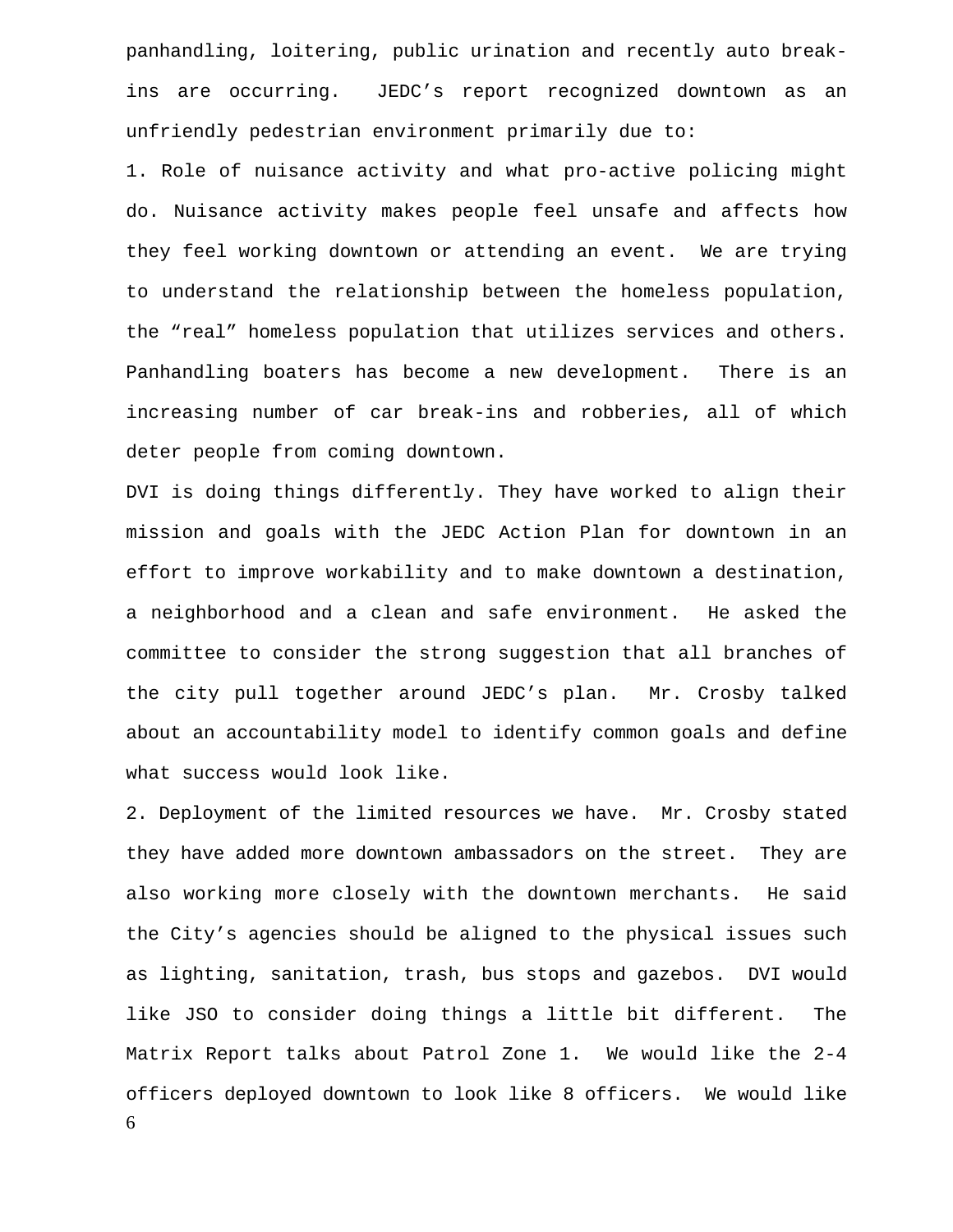panhandling, loitering, public urination and recently auto break-ins are occurring. JEDC's report recognized downtown as an unfriendly pedestrian environment primarily due to:

1. Role of nuisance activity and what pro-active policing might do. Nuisance activity makes people feel unsafe and affects how they feel working downtown or attending an event. We are trying to understand the relationship between the homeless population, the "real" homeless population that utilizes services and others. Panhandling boaters has become a new development. There is an increasing number of car break-ins and robberies, all of which deter people from coming downtown.

DVI is doing things differently. They have worked to align their mission and goals with the JEDC Action Plan for downtown in an effort to improve workability and to make downtown a destination, a neighborhood and a clean and safe environment. He asked the committee to consider the strong suggestion that all branches of the city pull together around JEDC's plan. Mr. Crosby talked about an accountability model to identify common goals and define what success would look like.

2. Deployment of the limited resources we have. Mr. Crosby stated they have added more downtown ambassadors on the street. They are also working more closely with the downtown merchants. He said the City's agencies should be aligned to the physical issues such as lighting, sanitation, trash, bus stops and gazebos. DVI would like JSO to consider doing things a little bit different. The Matrix Report talks about Patrol Zone 1. We would like the 2-4 officers deployed downtown to look like 8 officers. We would like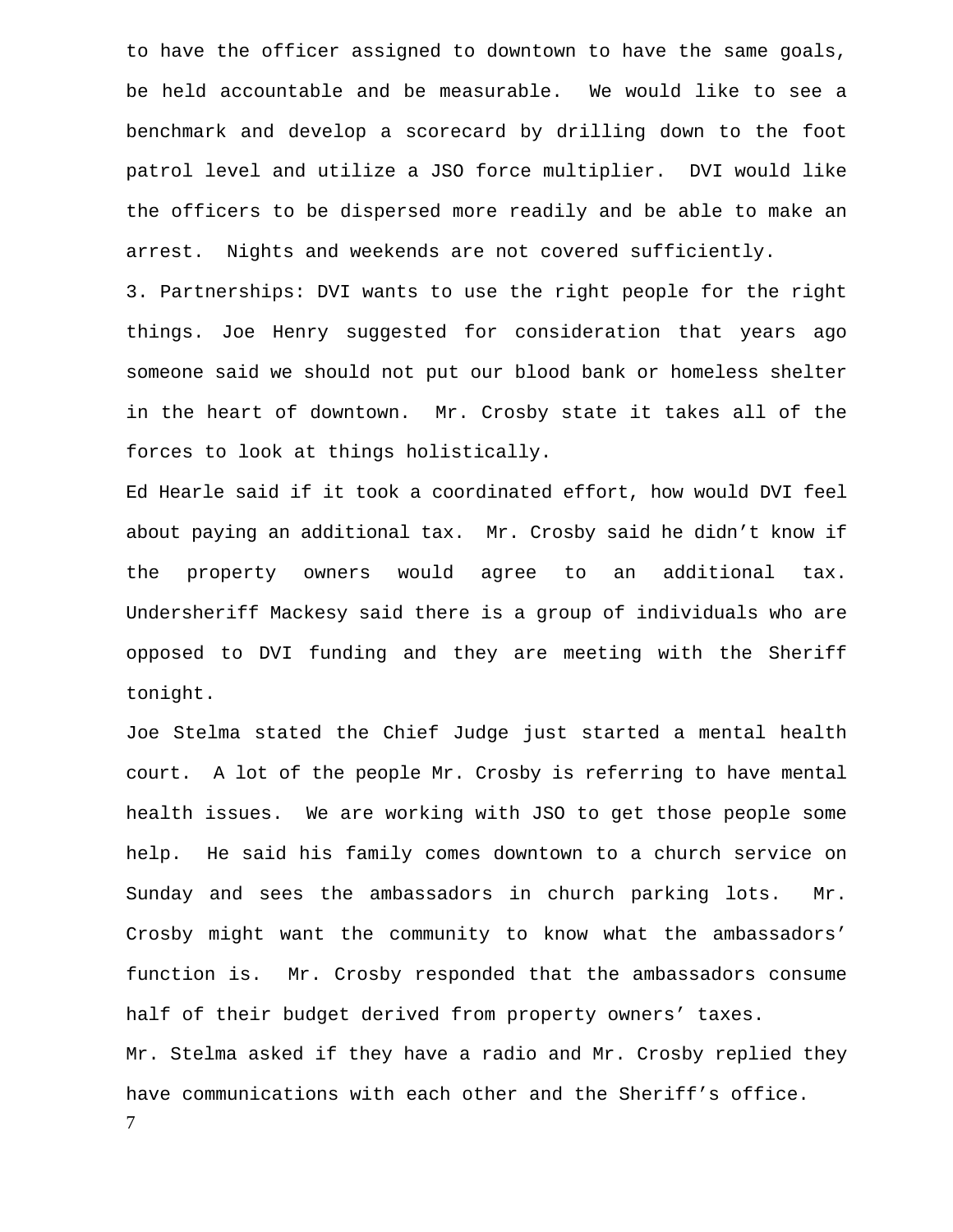to have the officer assigned to downtown to have the same goals, be held accountable and be measurable. We would like to see a benchmark and develop a scorecard by drilling down to the foot patrol level and utilize a JSO force multiplier. DVI would like the officers to be dispersed more readily and be able to make an arrest. Nights and weekends are not covered sufficiently.

3. Partnerships: DVI wants to use the right people for the right things. Joe Henry suggested for consideration that years ago someone said we should not put our blood bank or homeless shelter in the heart of downtown. Mr. Crosby state it takes all of the forces to look at things holistically.

Ed Hearle said if it took a coordinated effort, how would DVI feel about paying an additional tax. Mr. Crosby said he didn't know if the property owners would agree to an additional tax. Undersheriff Mackesy said there is a group of individuals who are opposed to DVI funding and they are meeting with the Sheriff tonight.

Joe Stelma stated the Chief Judge just started a mental health court. A lot of the people Mr. Crosby is referring to have mental health issues. We are working with JSO to get those people some help. He said his family comes downtown to a church service on Sunday and sees the ambassadors in church parking lots. Mr. Crosby might want the community to know what the ambassadors' function is. Mr. Crosby responded that the ambassadors consume half of their budget derived from property owners' taxes.

Mr. Stelma asked if they have a radio and Mr. Crosby replied they have communications with each other and the Sheriff's office.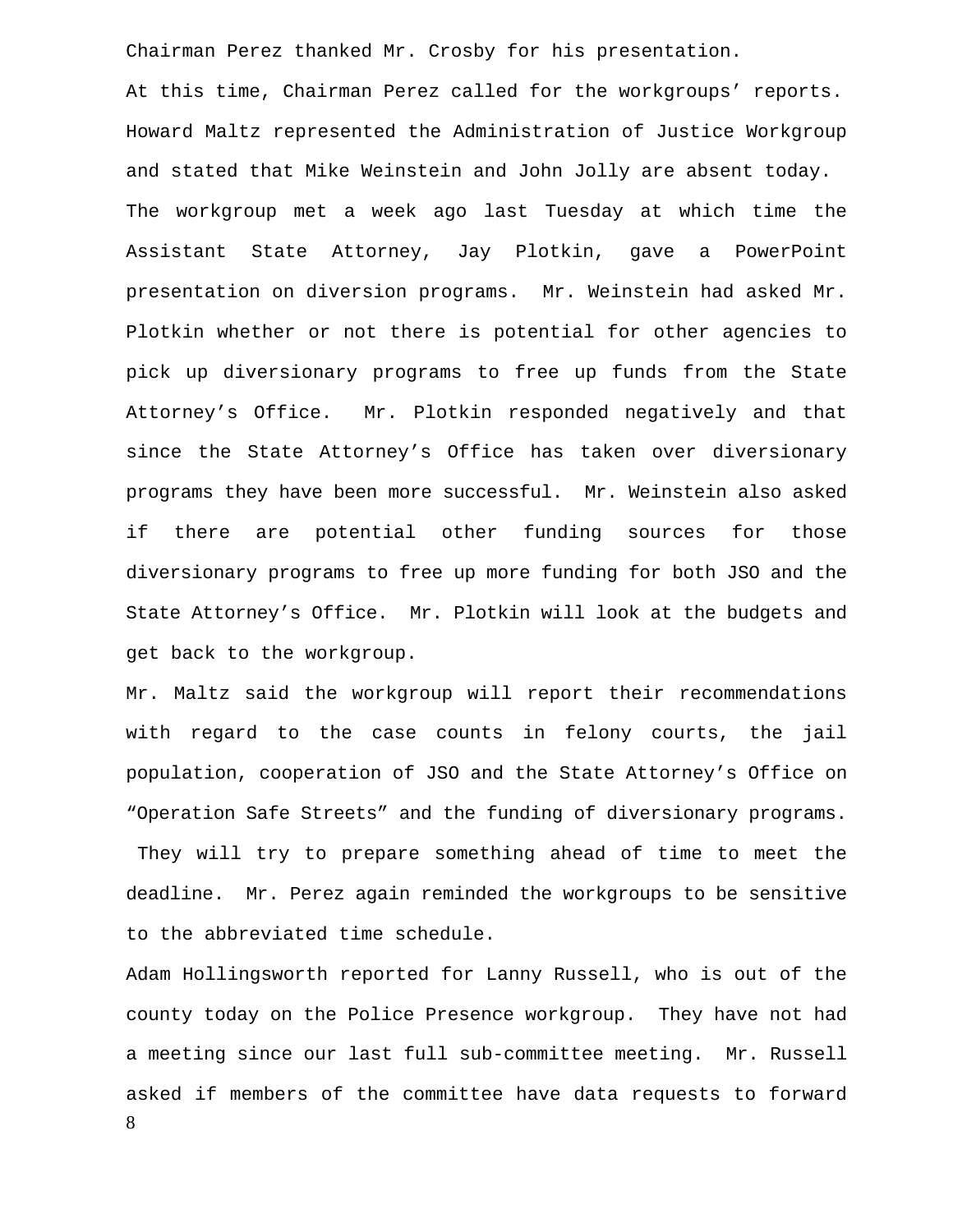Chairman Perez thanked Mr. Crosby for his presentation.

At this time, Chairman Perez called for the workgroups' reports. Howard Maltz represented the Administration of Justice Workgroup and stated that Mike Weinstein and John Jolly are absent today. The workgroup met a week ago last Tuesday at which time the Assistant State Attorney, Jay Plotkin, gave a PowerPoint presentation on diversion programs. Mr. Weinstein had asked Mr. Plotkin whether or not there is potential for other agencies to pick up diversionary programs to free up funds from the State Attorney's Office. Mr. Plotkin responded negatively and that since the State Attorney's Office has taken over diversionary programs they have been more successful. Mr. Weinstein also asked if there are potential other funding sources for those diversionary programs to free up more funding for both JSO and the State Attorney's Office. Mr. Plotkin will look at the budgets and get back to the workgroup.

Mr. Maltz said the workgroup will report their recommendations with regard to the case counts in felony courts, the jail population, cooperation of JSO and the State Attorney's Office on "Operation Safe Streets" and the funding of diversionary programs. They will try to prepare something ahead of time to meet the deadline. Mr. Perez again reminded the workgroups to be sensitive to the abbreviated time schedule.

Adam Hollingsworth reported for Lanny Russell, who is out of the county today on the Police Presence workgroup. They have not had a meeting since our last full sub-committee meeting. Mr. Russell asked if members of the committee have data requests to forward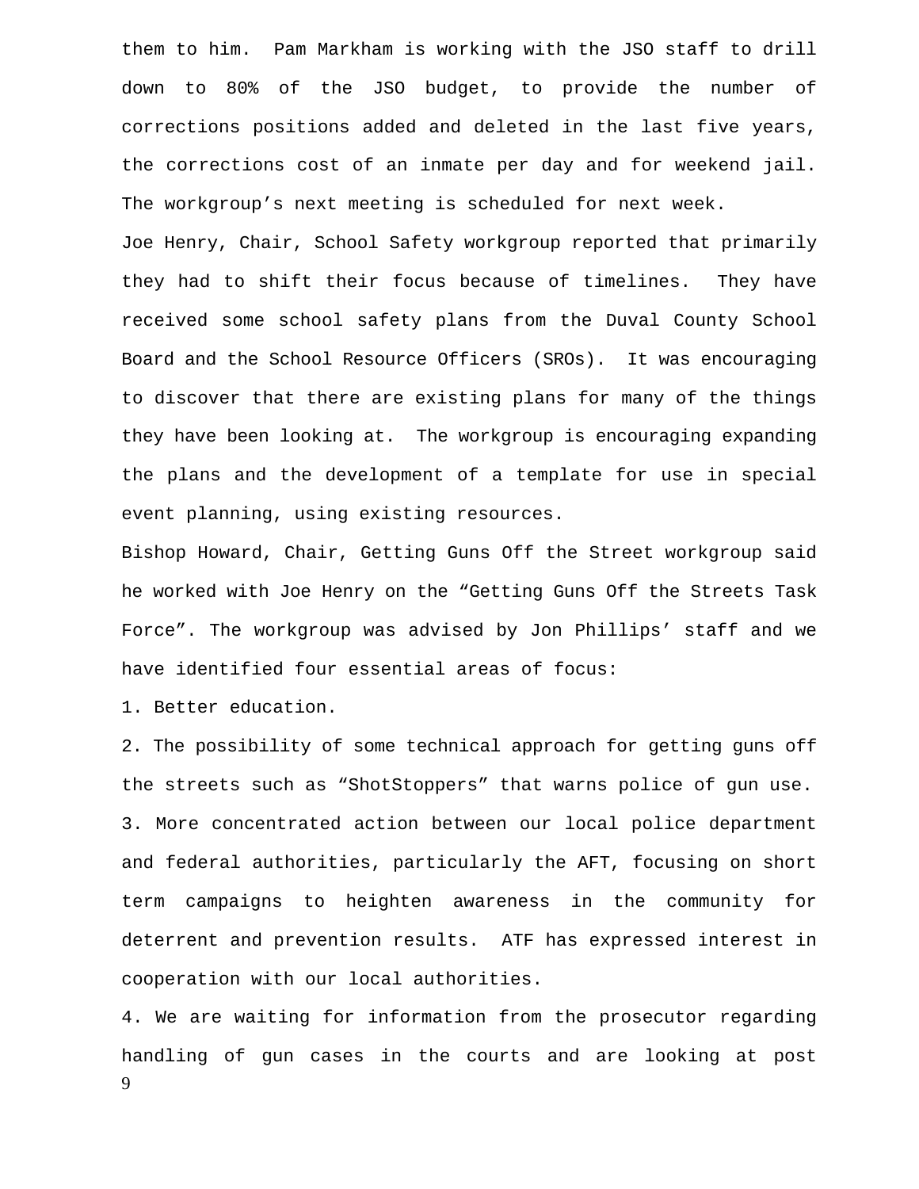them to him. Pam Markham is working with the JSO staff to drill down to 80% of the JSO budget, to provide the number of corrections positions added and deleted in the last five years, the corrections cost of an inmate per day and for weekend jail. The workgroup's next meeting is scheduled for next week.

Joe Henry, Chair, School Safety workgroup reported that primarily they had to shift their focus because of timelines. They have received some school safety plans from the Duval County School Board and the School Resource Officers (SROs). It was encouraging to discover that there are existing plans for many of the things they have been looking at. The workgroup is encouraging expanding the plans and the development of a template for use in special event planning, using existing resources.

Bishop Howard, Chair, Getting Guns Off the Street workgroup said he worked with Joe Henry on the "Getting Guns Off the Streets Task Force". The workgroup was advised by Jon Phillips' staff and we have identified four essential areas of focus:

1. Better education.
2. The possibility of some technical approach for getting guns off the streets such as "ShotStoppers" that warns police of gun use.
3. More concentrated action between our local police department and federal authorities, particularly the AFT, focusing on short term campaigns to heighten awareness in the community for deterrent and prevention results. ATF has expressed interest in cooperation with our local authorities.
4. We are waiting for information from the prosecutor regarding handling of gun cases in the courts and are looking at post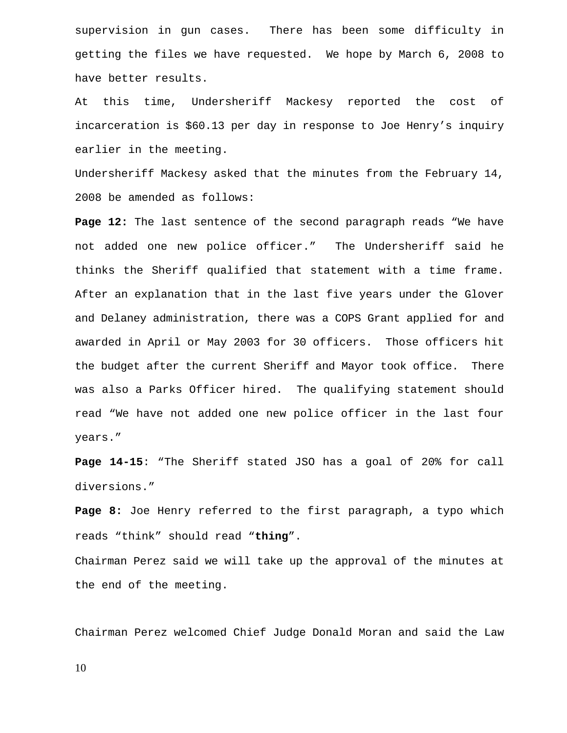supervision in gun cases. There has been some difficulty in getting the files we have requested. We hope by March 6, 2008 to have better results.

At this time, Undersheriff Mackesy reported the cost of incarceration is $60.13 per day in response to Joe Henry's inquiry earlier in the meeting.

Undersheriff Mackesy asked that the minutes from the February 14, 2008 be amended as follows:

**Page 12:** The last sentence of the second paragraph reads "We have not added one new police officer." The Undersheriff said he thinks the Sheriff qualified that statement with a time frame. After an explanation that in the last five years under the Glover and Delaney administration, there was a COPS Grant applied for and awarded in April or May 2003 for 30 officers. Those officers hit the budget after the current Sheriff and Mayor took office. There was also a Parks Officer hired. The qualifying statement should read "We have not added one new police officer in the last four years."

**Page 14-15**: "The Sheriff stated JSO has a goal of 20% for call diversions."

**Page 8:** Joe Henry referred to the first paragraph, a typo which reads "think" should read "**thing**".

Chairman Perez said we will take up the approval of the minutes at the end of the meeting.

Chairman Perez welcomed Chief Judge Donald Moran and said the Law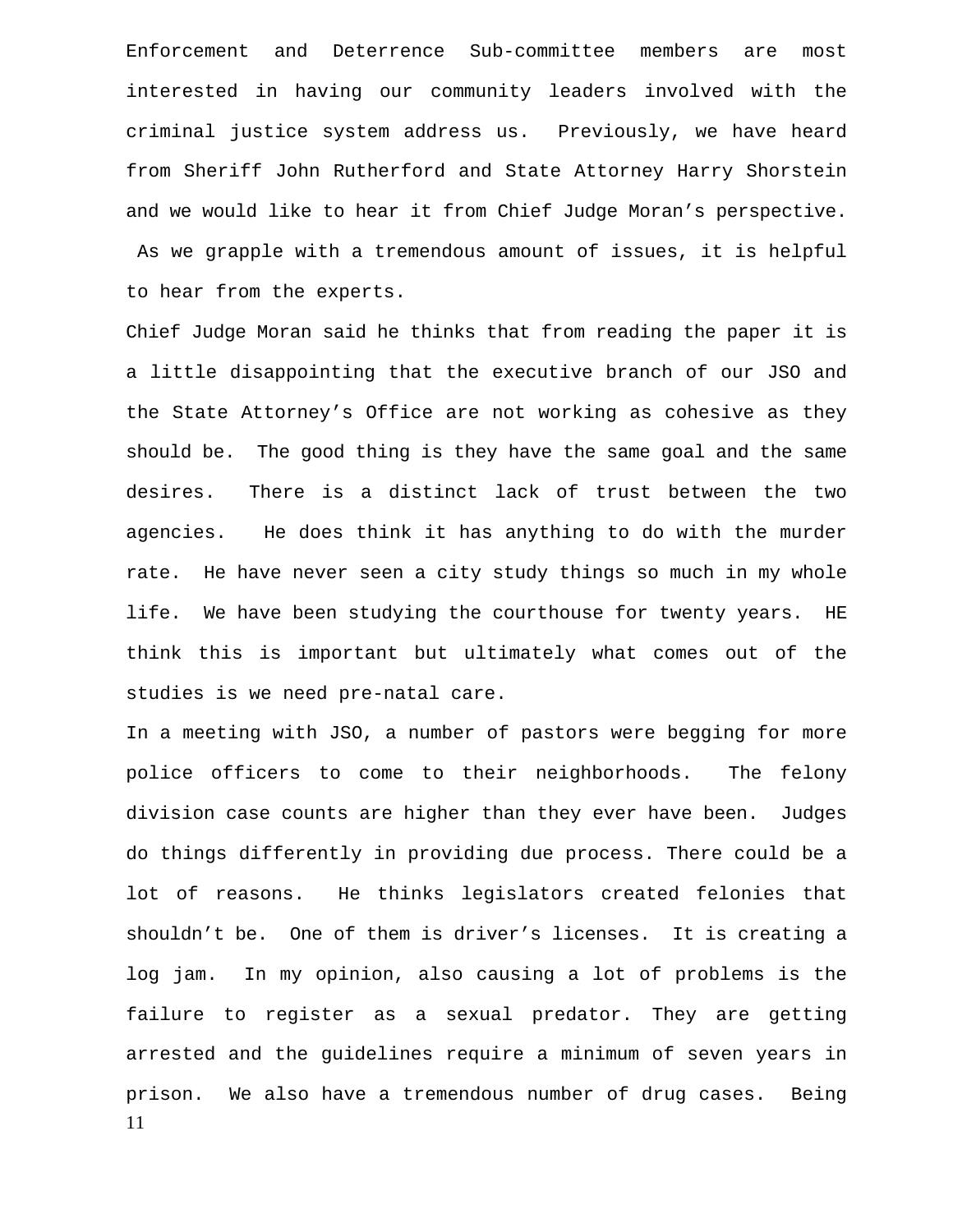Enforcement and Deterrence Sub-committee members are most interested in having our community leaders involved with the criminal justice system address us. Previously, we have heard from Sheriff John Rutherford and State Attorney Harry Shorstein and we would like to hear it from Chief Judge Moran's perspective. As we grapple with a tremendous amount of issues, it is helpful to hear from the experts.

Chief Judge Moran said he thinks that from reading the paper it is a little disappointing that the executive branch of our JSO and the State Attorney's Office are not working as cohesive as they should be. The good thing is they have the same goal and the same desires. There is a distinct lack of trust between the two agencies. He does think it has anything to do with the murder rate. He have never seen a city study things so much in my whole life. We have been studying the courthouse for twenty years. HE think this is important but ultimately what comes out of the studies is we need pre-natal care.

In a meeting with JSO, a number of pastors were begging for more police officers to come to their neighborhoods. The felony division case counts are higher than they ever have been. Judges do things differently in providing due process. There could be a lot of reasons. He thinks legislators created felonies that shouldn't be. One of them is driver's licenses. It is creating a log jam. In my opinion, also causing a lot of problems is the failure to register as a sexual predator. They are getting arrested and the guidelines require a minimum of seven years in prison. We also have a tremendous number of drug cases. Being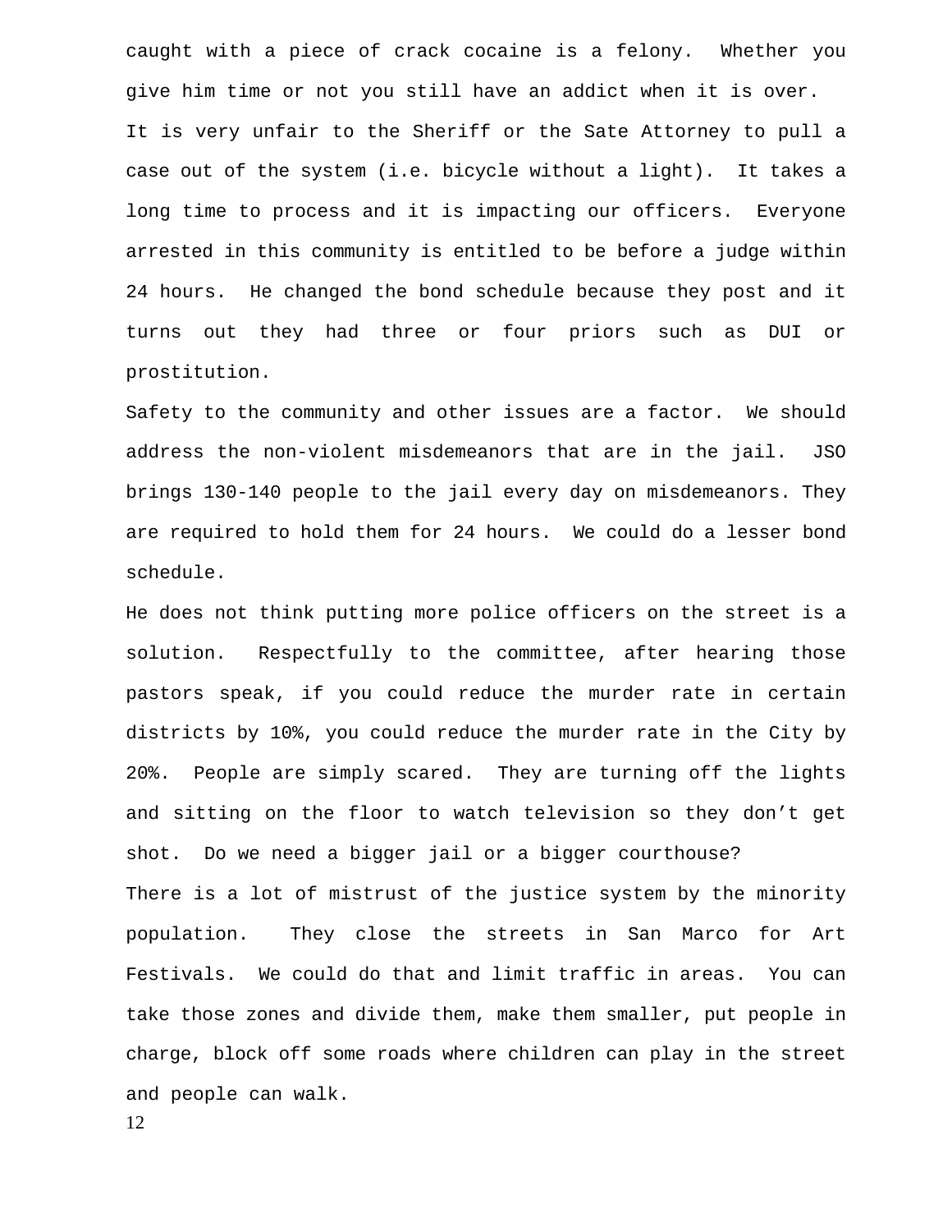caught with a piece of crack cocaine is a felony. Whether you give him time or not you still have an addict when it is over.

It is very unfair to the Sheriff or the Sate Attorney to pull a case out of the system (i.e. bicycle without a light). It takes a long time to process and it is impacting our officers. Everyone arrested in this community is entitled to be before a judge within 24 hours. He changed the bond schedule because they post and it turns out they had three or four priors such as DUI or prostitution.

Safety to the community and other issues are a factor. We should address the non-violent misdemeanors that are in the jail. JSO brings 130-140 people to the jail every day on misdemeanors. They are required to hold them for 24 hours. We could do a lesser bond schedule.

He does not think putting more police officers on the street is a solution. Respectfully to the committee, after hearing those pastors speak, if you could reduce the murder rate in certain districts by 10%, you could reduce the murder rate in the City by 20%. People are simply scared. They are turning off the lights and sitting on the floor to watch television so they don't get shot. Do we need a bigger jail or a bigger courthouse?

There is a lot of mistrust of the justice system by the minority population. They close the streets in San Marco for Art Festivals. We could do that and limit traffic in areas. You can take those zones and divide them, make them smaller, put people in charge, block off some roads where children can play in the street and people can walk.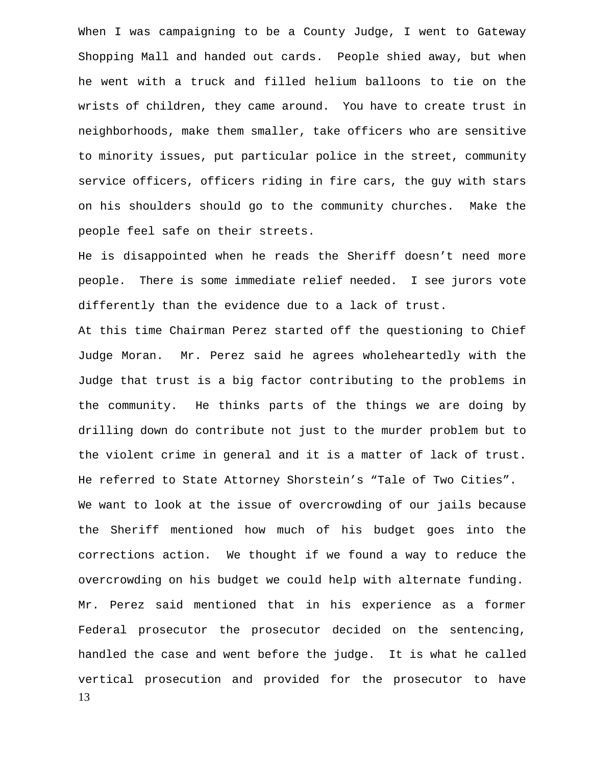When I was campaigning to be a County Judge, I went to Gateway Shopping Mall and handed out cards. People shied away, but when he went with a truck and filled helium balloons to tie on the wrists of children, they came around. You have to create trust in neighborhoods, make them smaller, take officers who are sensitive to minority issues, put particular police in the street, community service officers, officers riding in fire cars, the guy with stars on his shoulders should go to the community churches. Make the people feel safe on their streets.

He is disappointed when he reads the Sheriff doesn't need more people. There is some immediate relief needed. I see jurors vote differently than the evidence due to a lack of trust.

At this time Chairman Perez started off the questioning to Chief Judge Moran. Mr. Perez said he agrees wholeheartedly with the Judge that trust is a big factor contributing to the problems in the community. He thinks parts of the things we are doing by drilling down do contribute not just to the murder problem but to the violent crime in general and it is a matter of lack of trust. He referred to State Attorney Shorstein's "Tale of Two Cities".

We want to look at the issue of overcrowding of our jails because the Sheriff mentioned how much of his budget goes into the corrections action. We thought if we found a way to reduce the overcrowding on his budget we could help with alternate funding.

Mr. Perez said mentioned that in his experience as a former Federal prosecutor the prosecutor decided on the sentencing, handled the case and went before the judge. It is what he called vertical prosecution and provided for the prosecutor to have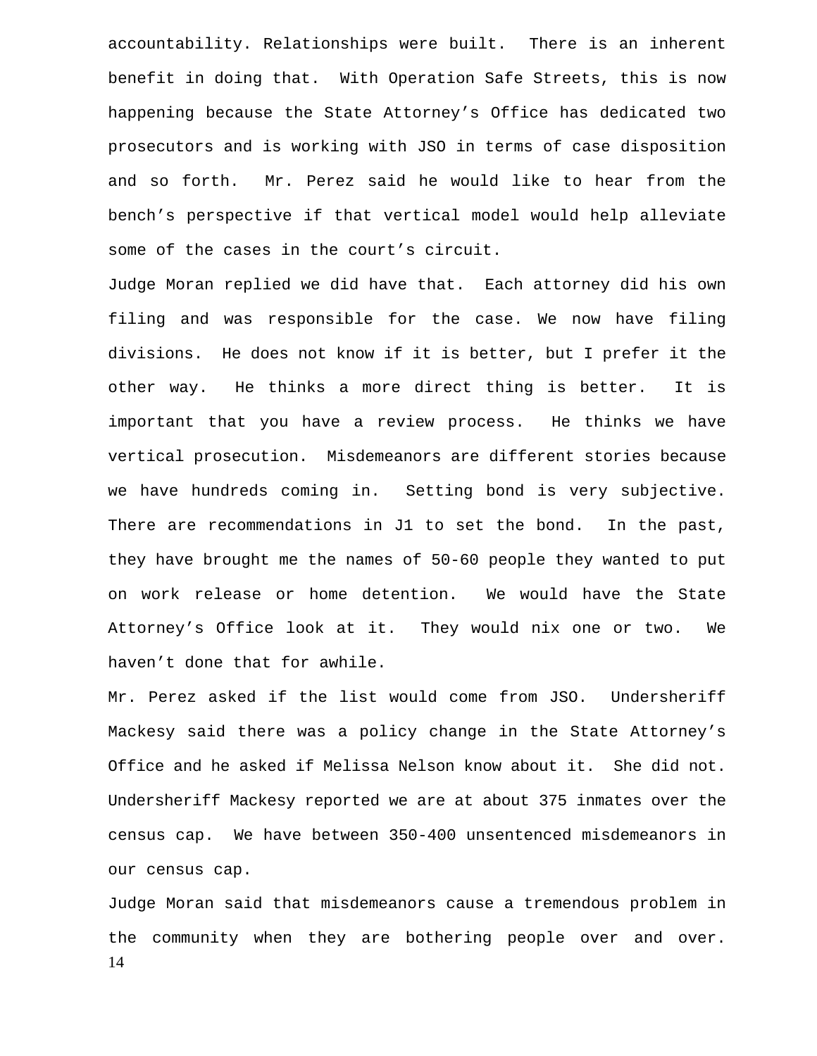accountability. Relationships were built. There is an inherent benefit in doing that. With Operation Safe Streets, this is now happening because the State Attorney's Office has dedicated two prosecutors and is working with JSO in terms of case disposition and so forth. Mr. Perez said he would like to hear from the bench's perspective if that vertical model would help alleviate some of the cases in the court's circuit.

Judge Moran replied we did have that. Each attorney did his own filing and was responsible for the case. We now have filing divisions. He does not know if it is better, but I prefer it the other way. He thinks a more direct thing is better. It is important that you have a review process. He thinks we have vertical prosecution. Misdemeanors are different stories because we have hundreds coming in. Setting bond is very subjective. There are recommendations in J1 to set the bond. In the past, they have brought me the names of 50-60 people they wanted to put on work release or home detention. We would have the State Attorney's Office look at it. They would nix one or two. We haven't done that for awhile.

Mr. Perez asked if the list would come from JSO. Undersheriff Mackesy said there was a policy change in the State Attorney's Office and he asked if Melissa Nelson know about it. She did not. Undersheriff Mackesy reported we are at about 375 inmates over the census cap. We have between 350-400 unsentenced misdemeanors in our census cap.

Judge Moran said that misdemeanors cause a tremendous problem in the community when they are bothering people over and over.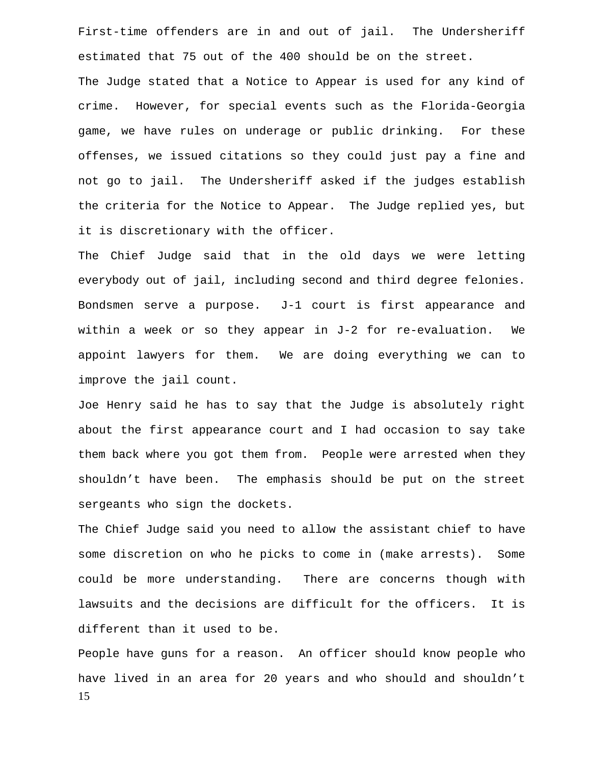First-time offenders are in and out of jail. The Undersheriff estimated that 75 out of the 400 should be on the street.

The Judge stated that a Notice to Appear is used for any kind of crime. However, for special events such as the Florida-Georgia game, we have rules on underage or public drinking. For these offenses, we issued citations so they could just pay a fine and not go to jail. The Undersheriff asked if the judges establish the criteria for the Notice to Appear. The Judge replied yes, but it is discretionary with the officer.

The Chief Judge said that in the old days we were letting everybody out of jail, including second and third degree felonies. Bondsmen serve a purpose. J-1 court is first appearance and within a week or so they appear in J-2 for re-evaluation. We appoint lawyers for them. We are doing everything we can to improve the jail count.

Joe Henry said he has to say that the Judge is absolutely right about the first appearance court and I had occasion to say take them back where you got them from. People were arrested when they shouldn't have been. The emphasis should be put on the street sergeants who sign the dockets.

The Chief Judge said you need to allow the assistant chief to have some discretion on who he picks to come in (make arrests). Some could be more understanding. There are concerns though with lawsuits and the decisions are difficult for the officers. It is different than it used to be.

People have guns for a reason. An officer should know people who have lived in an area for 20 years and who should and shouldn't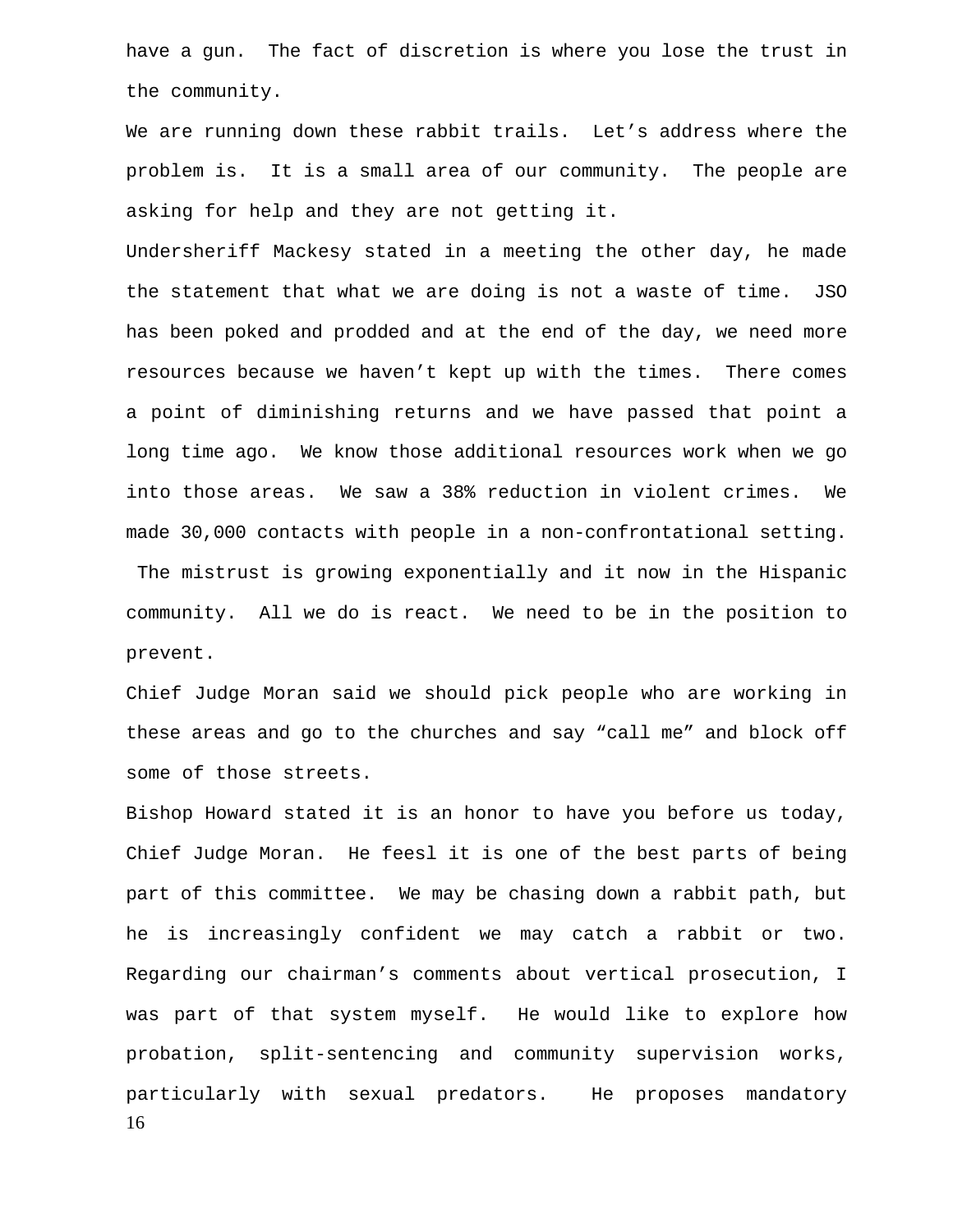have a gun. The fact of discretion is where you lose the trust in the community.

We are running down these rabbit trails. Let's address where the problem is. It is a small area of our community. The people are asking for help and they are not getting it.

Undersheriff Mackesy stated in a meeting the other day, he made the statement that what we are doing is not a waste of time. JSO has been poked and prodded and at the end of the day, we need more resources because we haven't kept up with the times. There comes a point of diminishing returns and we have passed that point a long time ago. We know those additional resources work when we go into those areas. We saw a 38% reduction in violent crimes. We made 30,000 contacts with people in a non-confrontational setting. The mistrust is growing exponentially and it now in the Hispanic community. All we do is react. We need to be in the position to prevent.

Chief Judge Moran said we should pick people who are working in these areas and go to the churches and say "call me" and block off some of those streets.

Bishop Howard stated it is an honor to have you before us today, Chief Judge Moran. He feesl it is one of the best parts of being part of this committee. We may be chasing down a rabbit path, but he is increasingly confident we may catch a rabbit or two. Regarding our chairman's comments about vertical prosecution, I was part of that system myself. He would like to explore how probation, split-sentencing and community supervision works, particularly with sexual predators. He proposes mandatory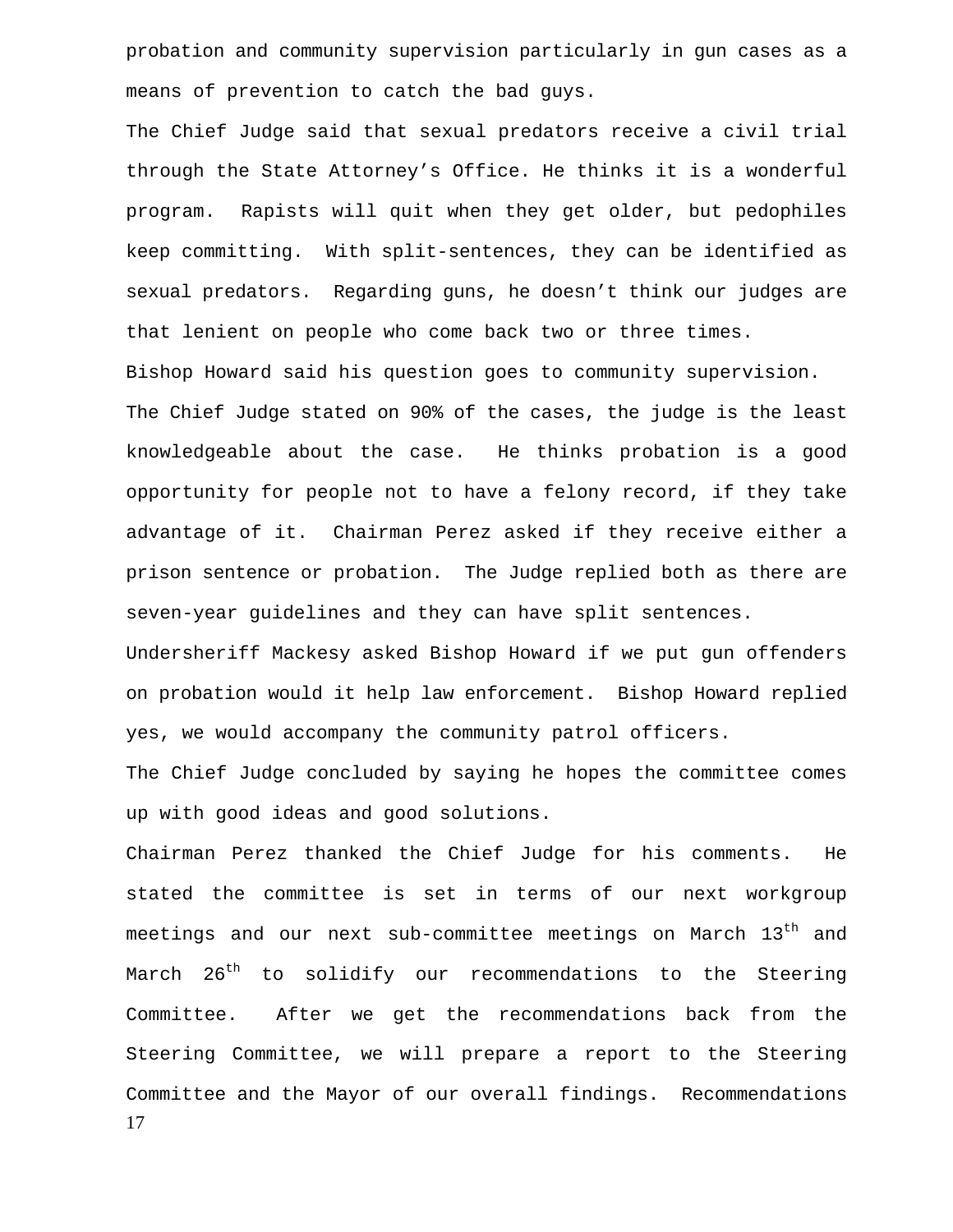probation and community supervision particularly in gun cases as a means of prevention to catch the bad guys.

The Chief Judge said that sexual predators receive a civil trial through the State Attorney's Office. He thinks it is a wonderful program. Rapists will quit when they get older, but pedophiles keep committing. With split-sentences, they can be identified as sexual predators. Regarding guns, he doesn't think our judges are that lenient on people who come back two or three times.

Bishop Howard said his question goes to community supervision.

The Chief Judge stated on 90% of the cases, the judge is the least knowledgeable about the case. He thinks probation is a good opportunity for people not to have a felony record, if they take advantage of it. Chairman Perez asked if they receive either a prison sentence or probation. The Judge replied both as there are seven-year guidelines and they can have split sentences.

Undersheriff Mackesy asked Bishop Howard if we put gun offenders on probation would it help law enforcement. Bishop Howard replied yes, we would accompany the community patrol officers.

The Chief Judge concluded by saying he hopes the committee comes up with good ideas and good solutions.

Chairman Perez thanked the Chief Judge for his comments. He stated the committee is set in terms of our next workgroup meetings and our next sub-committee meetings on March 13th and March 26th to solidify our recommendations to the Steering Committee. After we get the recommendations back from the Steering Committee, we will prepare a report to the Steering Committee and the Mayor of our overall findings. Recommendations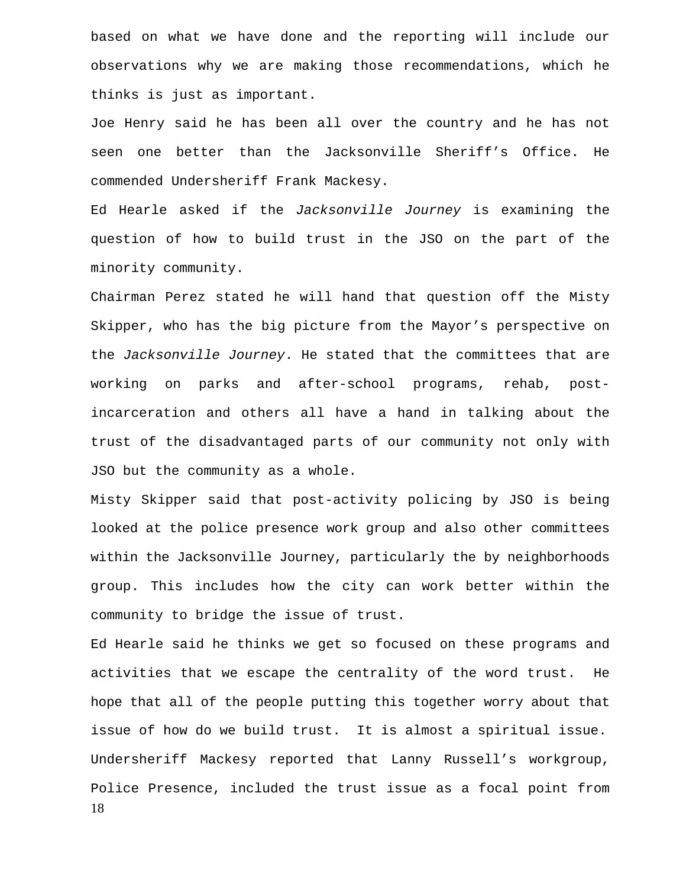based on what we have done and the reporting will include our observations why we are making those recommendations, which he thinks is just as important.

Joe Henry said he has been all over the country and he has not seen one better than the Jacksonville Sheriff's Office. He commended Undersheriff Frank Mackesy.

Ed Hearle asked if the *Jacksonville Journey* is examining the question of how to build trust in the JSO on the part of the minority community.

Chairman Perez stated he will hand that question off the Misty Skipper, who has the big picture from the Mayor's perspective on the *Jacksonville Journey*. He stated that the committees that are working on parks and after-school programs, rehab, post-incarceration and others all have a hand in talking about the trust of the disadvantaged parts of our community not only with JSO but the community as a whole.

Misty Skipper said that post-activity policing by JSO is being looked at the police presence work group and also other committees within the Jacksonville Journey, particularly the by neighborhoods group. This includes how the city can work better within the community to bridge the issue of trust.

Ed Hearle said he thinks we get so focused on these programs and activities that we escape the centrality of the word trust. He hope that all of the people putting this together worry about that issue of how do we build trust. It is almost a spiritual issue.

Undersheriff Mackesy reported that Lanny Russell's workgroup, Police Presence, included the trust issue as a focal point from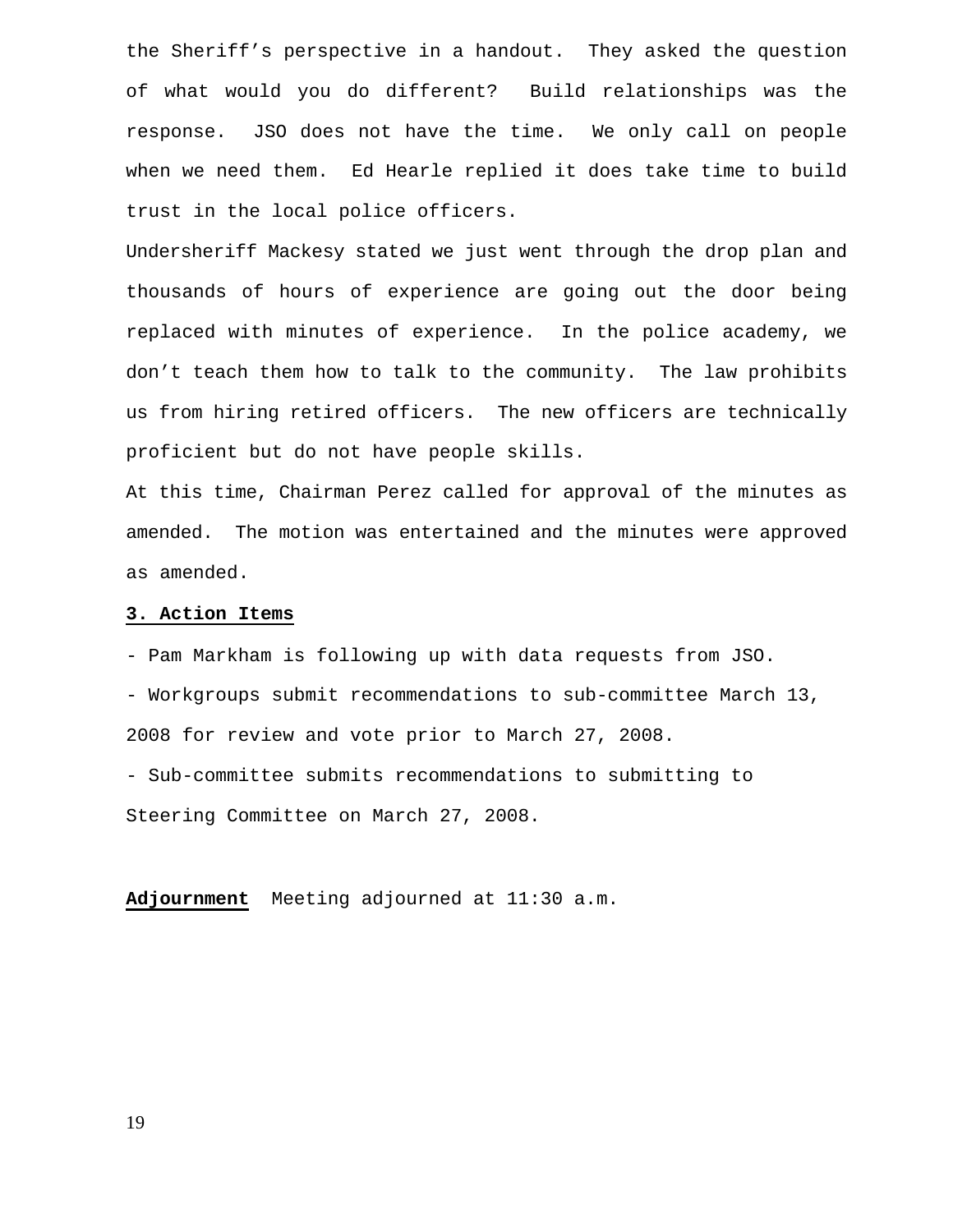the Sheriff's perspective in a handout. They asked the question of what would you do different? Build relationships was the response. JSO does not have the time. We only call on people when we need them. Ed Hearle replied it does take time to build trust in the local police officers.

Undersheriff Mackesy stated we just went through the drop plan and thousands of hours of experience are going out the door being replaced with minutes of experience. In the police academy, we don't teach them how to talk to the community. The law prohibits us from hiring retired officers. The new officers are technically proficient but do not have people skills.

At this time, Chairman Perez called for approval of the minutes as amended. The motion was entertained and the minutes were approved as amended.

**3. Action Items**

- Pam Markham is following up with data requests from JSO.
- Workgroups submit recommendations to sub-committee March 13, 2008 for review and vote prior to March 27, 2008.
- Sub-committee submits recommendations to submitting to Steering Committee on March 27, 2008.

**Adjournment** Meeting adjourned at 11:30 a.m.